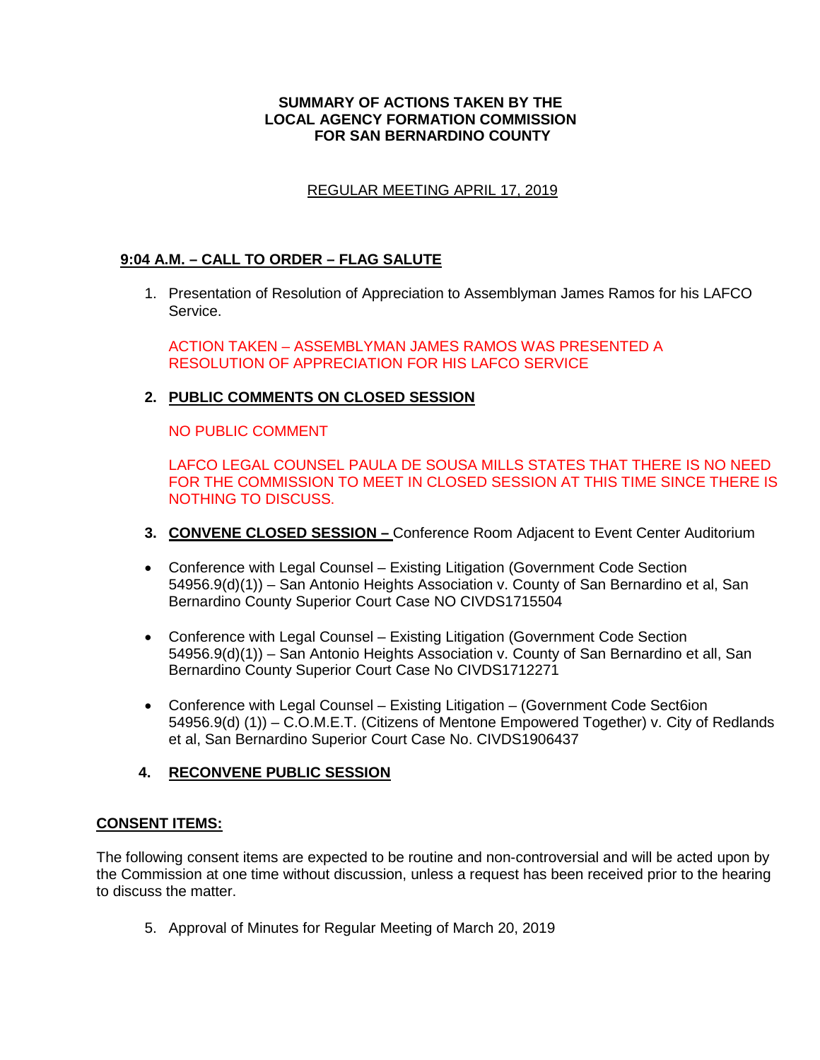**SUMMARY OF ACTIONS TAKEN BY THE LOCAL AGENCY FORMATION COMMISSION FOR SAN BERNARDINO COUNTY**

REGULAR MEETING APRIL 17, 2019

**9:04 A.M. – CALL TO ORDER – FLAG SALUTE**

1. Presentation of Resolution of Appreciation to Assemblyman James Ramos for his LAFCO Service.

   ACTION TAKEN – ASSEMBLYMAN JAMES RAMOS WAS PRESENTED A RESOLUTION OF APPRECIATION FOR HIS LAFCO SERVICE

2. **PUBLIC COMMENTS ON CLOSED SESSION**

   NO PUBLIC COMMENT

   LAFCO LEGAL COUNSEL PAULA DE SOUSA MILLS STATES THAT THERE IS NO NEED FOR THE COMMISSION TO MEET IN CLOSED SESSION AT THIS TIME SINCE THERE IS NOTHING TO DISCUSS.

3. **CONVENE CLOSED SESSION –** Conference Room Adjacent to Event Center Auditorium

- Conference with Legal Counsel – Existing Litigation (Government Code Section 54956.9(d)(1)) – San Antonio Heights Association v. County of San Bernardino et al, San Bernardino County Superior Court Case NO CIVDS1715504

- Conference with Legal Counsel – Existing Litigation (Government Code Section 54956.9(d)(1)) – San Antonio Heights Association v. County of San Bernardino et all, San Bernardino County Superior Court Case No CIVDS1712271

- Conference with Legal Counsel – Existing Litigation – (Government Code Sect6ion 54956.9(d) (1)) – C.O.M.E.T. (Citizens of Mentone Empowered Together) v. City of Redlands et al, San Bernardino Superior Court Case No. CIVDS1906437

4. **RECONVENE PUBLIC SESSION**

**CONSENT ITEMS:**

The following consent items are expected to be routine and non-controversial and will be acted upon by the Commission at one time without discussion, unless a request has been received prior to the hearing to discuss the matter.

5. Approval of Minutes for Regular Meeting of March 20, 2019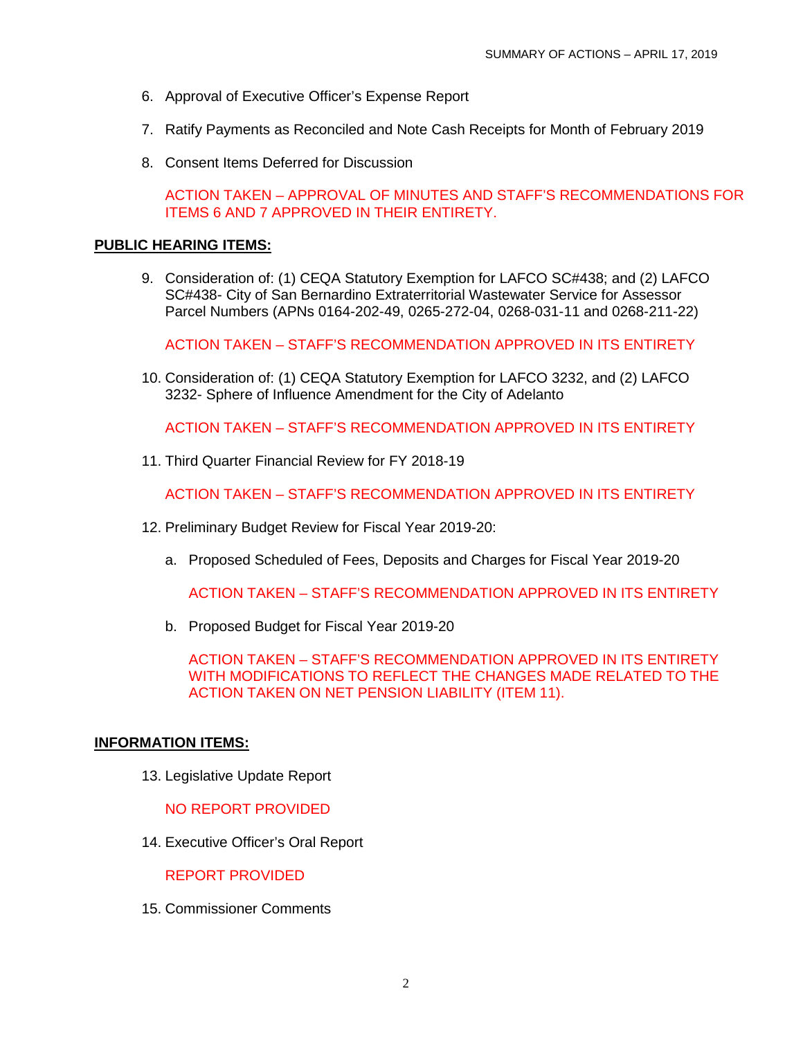6. Approval of Executive Officer's Expense Report

7. Ratify Payments as Reconciled and Note Cash Receipts for Month of February 2019

8. Consent Items Deferred for Discussion

   ACTION TAKEN – APPROVAL OF MINUTES AND STAFF'S RECOMMENDATIONS FOR ITEMS 6 AND 7 APPROVED IN THEIR ENTIRETY.

**PUBLIC HEARING ITEMS:**

9. Consideration of: (1) CEQA Statutory Exemption for LAFCO SC#438; and (2) LAFCO SC#438- City of San Bernardino Extraterritorial Wastewater Service for Assessor Parcel Numbers (APNs 0164-202-49, 0265-272-04, 0268-031-11 and 0268-211-22)

   ACTION TAKEN – STAFF'S RECOMMENDATION APPROVED IN ITS ENTIRETY

10. Consideration of: (1) CEQA Statutory Exemption for LAFCO 3232, and (2) LAFCO 3232- Sphere of Influence Amendment for the City of Adelanto

    ACTION TAKEN – STAFF'S RECOMMENDATION APPROVED IN ITS ENTIRETY

11. Third Quarter Financial Review for FY 2018-19

    ACTION TAKEN – STAFF'S RECOMMENDATION APPROVED IN ITS ENTIRETY

12. Preliminary Budget Review for Fiscal Year 2019-20:

    a. Proposed Scheduled of Fees, Deposits and Charges for Fiscal Year 2019-20

       ACTION TAKEN – STAFF'S RECOMMENDATION APPROVED IN ITS ENTIRETY

    b. Proposed Budget for Fiscal Year 2019-20

       ACTION TAKEN – STAFF'S RECOMMENDATION APPROVED IN ITS ENTIRETY WITH MODIFICATIONS TO REFLECT THE CHANGES MADE RELATED TO THE ACTION TAKEN ON NET PENSION LIABILITY (ITEM 11).

**INFORMATION ITEMS:**

13. Legislative Update Report

    NO REPORT PROVIDED

14. Executive Officer's Oral Report

    REPORT PROVIDED

15. Commissioner Comments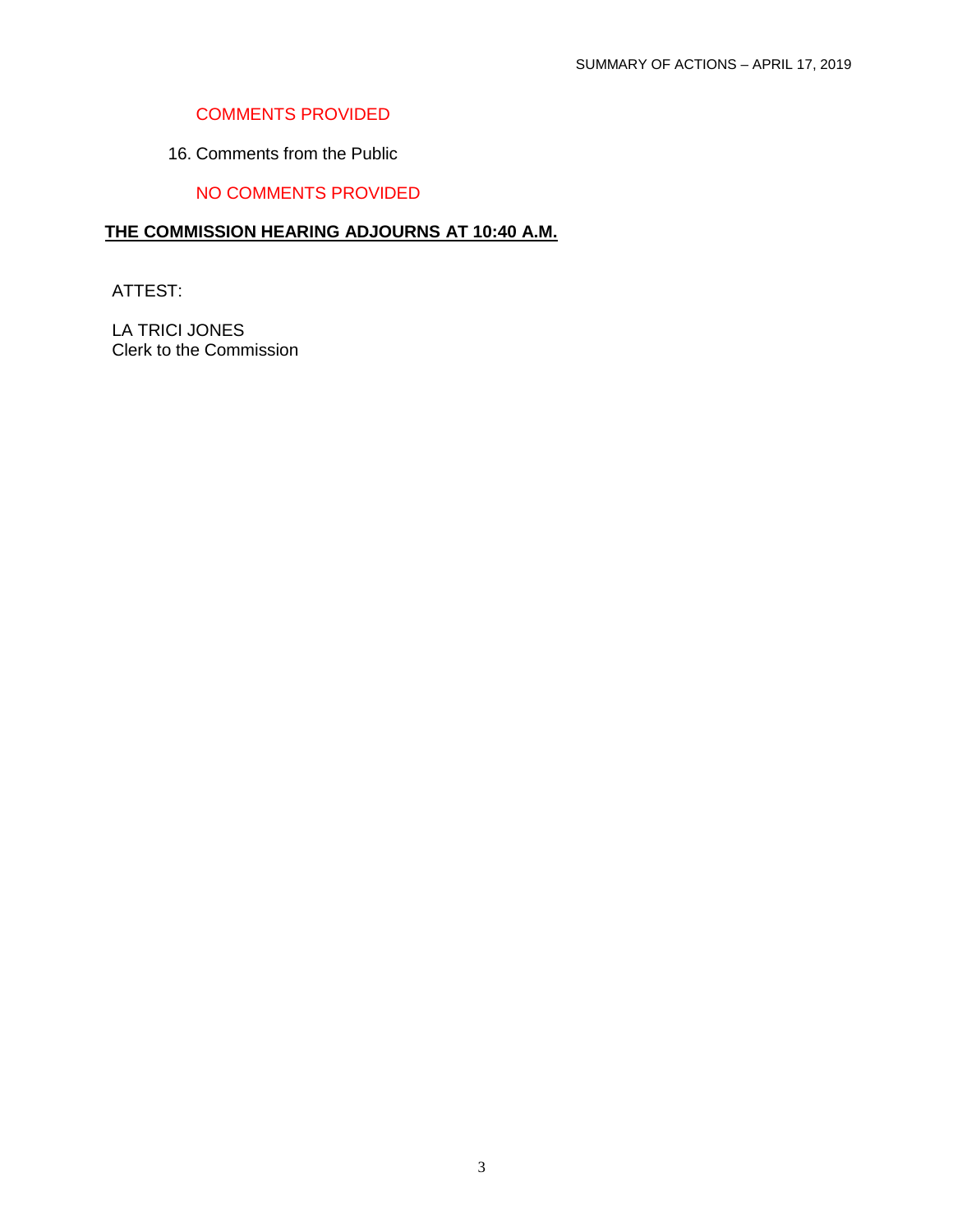COMMENTS PROVIDED

16. Comments from the Public

NO COMMENTS PROVIDED

**THE COMMISSION HEARING ADJOURNS AT 10:40 A.M.**

ATTEST:

LA TRICI JONES
Clerk to the Commission